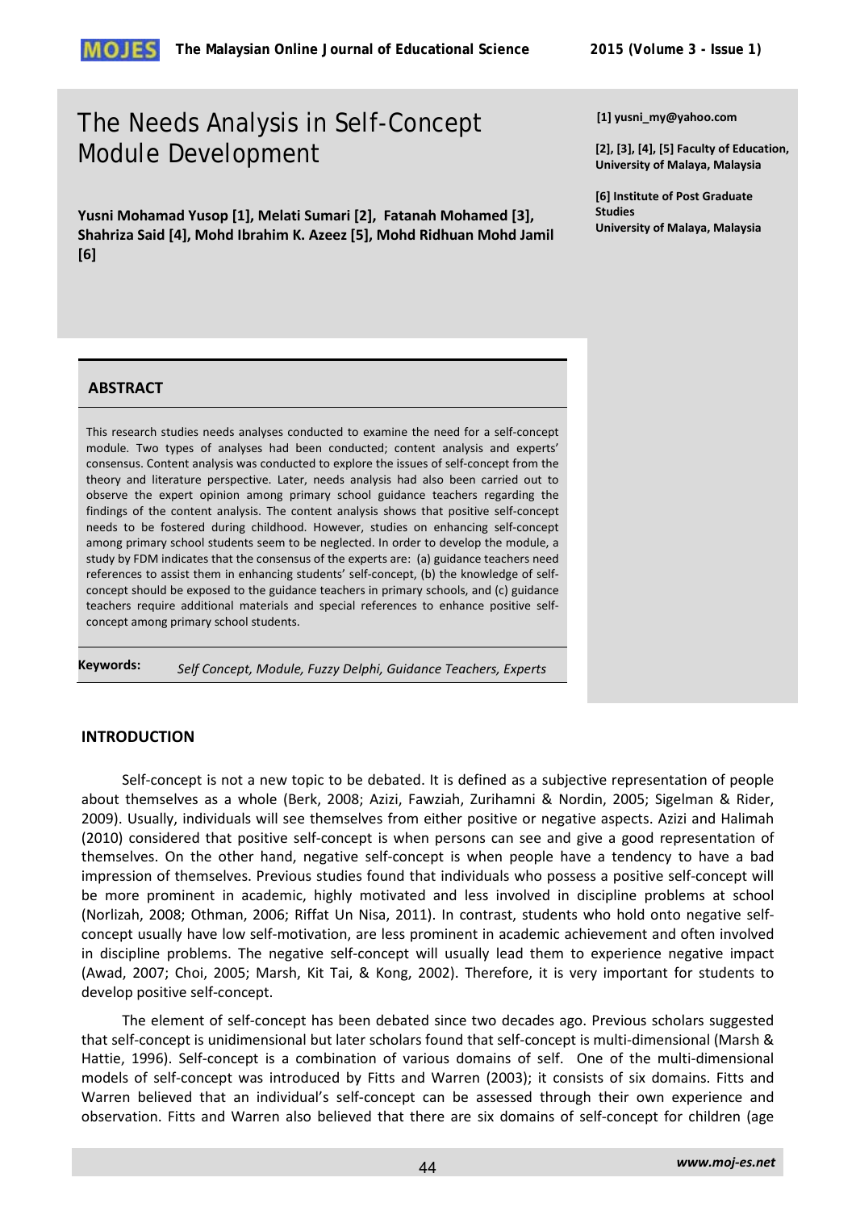# The Needs Analysis in Self-Concept Module Development

**Yusni Mohamad Yusop [1], Melati Sumari [2], Fatanah Mohamed [3], Shahriza Said [4], Mohd Ibrahim K. Azeez [5], Mohd Ridhuan Mohd Jamil [6]**

**[1] yusni_my@yahoo.com**

**[2], [3], [4], [5] Faculty of Education, University of Malaya, Malaysia**

**[6] Institute of Post Graduate Studies University of Malaya, Malaysia**

## ABSTRACT

This research studies needs analyses conducted to examine the need for a self-concept module. Two types of analyses had been conducted; content analysis and experts' consensus. Content analysis was conducted to explore the issues of self-concept from the theory and literature perspective. Later, needs analysis had also been carried out to observe the expert opinion among primary school guidance teachers regarding the findings of the content analysis. The content analysis shows that positive self-concept needs to be fostered during childhood. However, studies on enhancing self-concept among primary school students seem to be neglected. In order to develop the module, a study by FDM indicates that the consensus of the experts are: (a) guidance teachers need references to assist them in enhancing students' self-concept, (b) the knowledge of self-concept should be exposed to the guidance teachers in primary schools, and (c) guidance teachers require additional materials and special references to enhance positive self-concept among primary school students.

**Keywords:** *Self Concept, Module, Fuzzy Delphi, Guidance Teachers, Experts*

## INTRODUCTION

Self-concept is not a new topic to be debated. It is defined as a subjective representation of people about themselves as a whole (Berk, 2008; Azizi, Fawziah, Zurihamni & Nordin, 2005; Sigelman & Rider, 2009). Usually, individuals will see themselves from either positive or negative aspects. Azizi and Halimah (2010) considered that positive self-concept is when persons can see and give a good representation of themselves. On the other hand, negative self-concept is when people have a tendency to have a bad impression of themselves. Previous studies found that individuals who possess a positive self-concept will be more prominent in academic, highly motivated and less involved in discipline problems at school (Norlizah, 2008; Othman, 2006; Riffat Un Nisa, 2011). In contrast, students who hold onto negative self-concept usually have low self-motivation, are less prominent in academic achievement and often involved in discipline problems. The negative self-concept will usually lead them to experience negative impact (Awad, 2007; Choi, 2005; Marsh, Kit Tai, & Kong, 2002). Therefore, it is very important for students to develop positive self-concept.

The element of self-concept has been debated since two decades ago. Previous scholars suggested that self-concept is unidimensional but later scholars found that self-concept is multi-dimensional (Marsh & Hattie, 1996). Self-concept is a combination of various domains of self. One of the multi-dimensional models of self-concept was introduced by Fitts and Warren (2003); it consists of six domains. Fitts and Warren believed that an individual's self-concept can be assessed through their own experience and observation. Fitts and Warren also believed that there are six domains of self-concept for children (age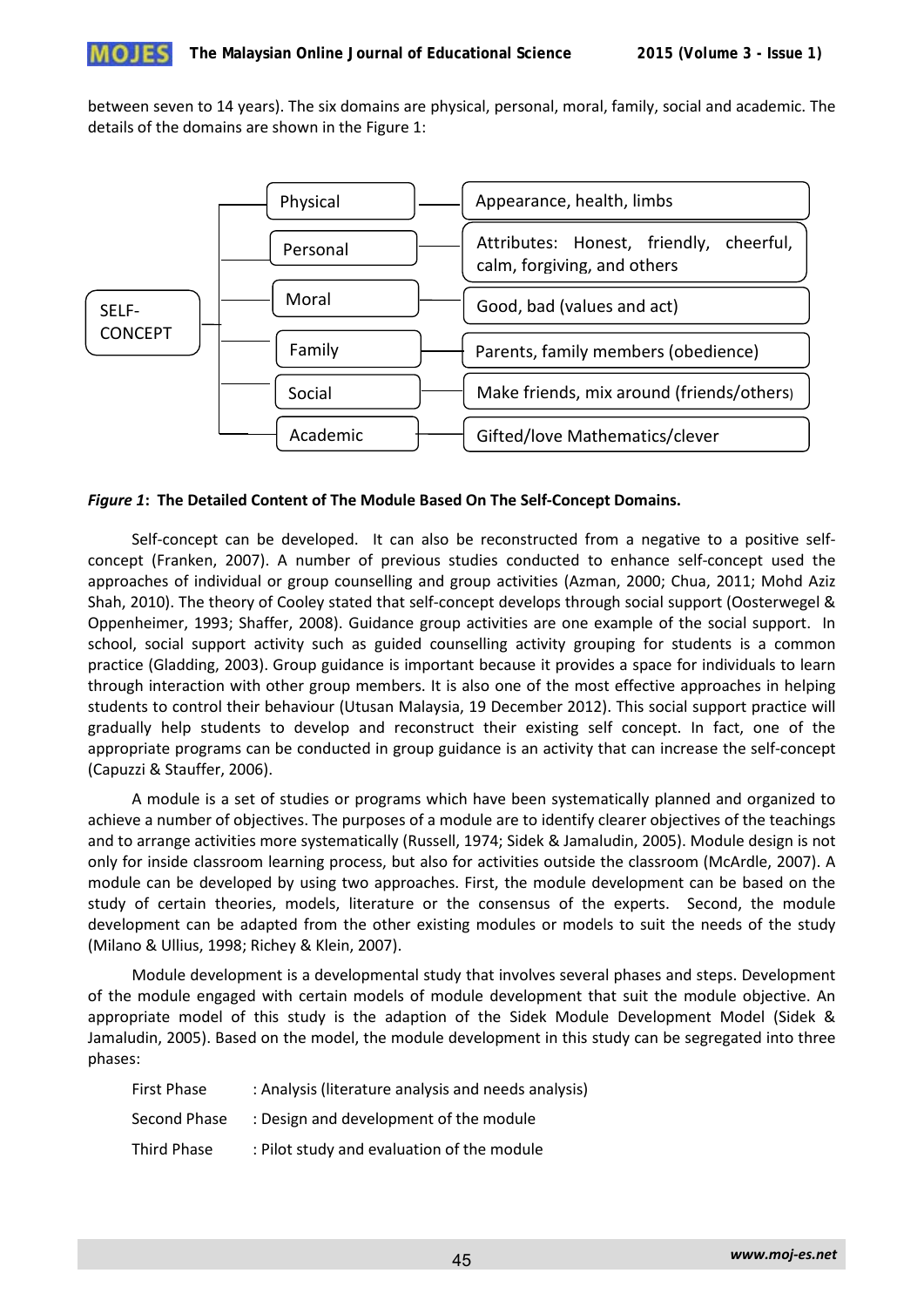between seven to 14 years). The six domains are physical, personal, moral, family, social and academic. The details of the domains are shown in the Figure 1:

| SELF-CONCEPT | Domain | Content |
|---|---|---|
| | Physical | Appearance, health, limbs |
| | Personal | Attributes: Honest, friendly, cheerful, calm, forgiving, and others |
| | Moral | Good, bad (values and act) |
| | Family | Parents, family members (obedience) |
| | Social | Make friends, mix around (friends/others) |
| | Academic | Gifted/love Mathematics/clever |

***Figure 1*: The Detailed Content of The Module Based On The Self-Concept Domains.**

Self-concept can be developed. It can also be reconstructed from a negative to a positive self-concept (Franken, 2007). A number of previous studies conducted to enhance self-concept used the approaches of individual or group counselling and group activities (Azman, 2000; Chua, 2011; Mohd Aziz Shah, 2010). The theory of Cooley stated that self-concept develops through social support (Oosterwegel & Oppenheimer, 1993; Shaffer, 2008). Guidance group activities are one example of the social support. In school, social support activity such as guided counselling activity grouping for students is a common practice (Gladding, 2003). Group guidance is important because it provides a space for individuals to learn through interaction with other group members. It is also one of the most effective approaches in helping students to control their behaviour (Utusan Malaysia, 19 December 2012). This social support practice will gradually help students to develop and reconstruct their existing self concept. In fact, one of the appropriate programs can be conducted in group guidance is an activity that can increase the self-concept (Capuzzi & Stauffer, 2006).

A module is a set of studies or programs which have been systematically planned and organized to achieve a number of objectives. The purposes of a module are to identify clearer objectives of the teachings and to arrange activities more systematically (Russell, 1974; Sidek & Jamaludin, 2005). Module design is not only for inside classroom learning process, but also for activities outside the classroom (McArdle, 2007). A module can be developed by using two approaches. First, the module development can be based on the study of certain theories, models, literature or the consensus of the experts. Second, the module development can be adapted from the other existing modules or models to suit the needs of the study (Milano & Ullius, 1998; Richey & Klein, 2007).

Module development is a developmental study that involves several phases and steps. Development of the module engaged with certain models of module development that suit the module objective. An appropriate model of this study is the adaption of the Sidek Module Development Model (Sidek & Jamaludin, 2005). Based on the model, the module development in this study can be segregated into three phases:

First Phase : Analysis (literature analysis and needs analysis)

Second Phase : Design and development of the module

Third Phase : Pilot study and evaluation of the module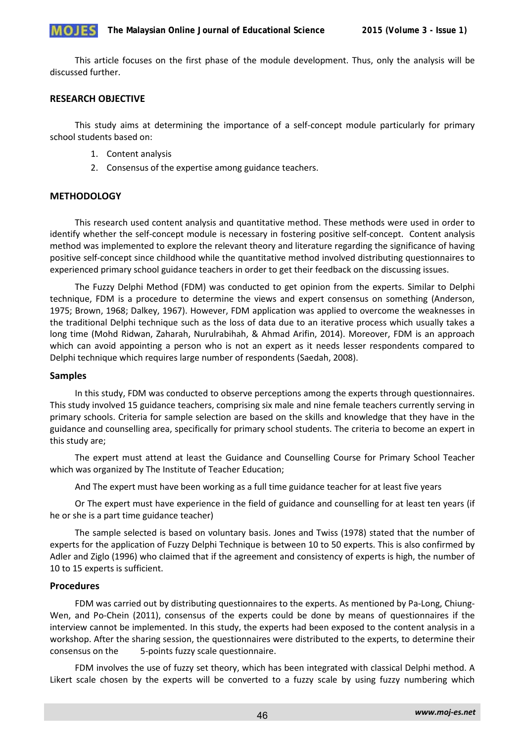This article focuses on the first phase of the module development. Thus, only the analysis will be discussed further.

## RESEARCH OBJECTIVE

This study aims at determining the importance of a self-concept module particularly for primary school students based on:

1. Content analysis
2. Consensus of the expertise among guidance teachers.

## METHODOLOGY

This research used content analysis and quantitative method. These methods were used in order to identify whether the self-concept module is necessary in fostering positive self-concept. Content analysis method was implemented to explore the relevant theory and literature regarding the significance of having positive self-concept since childhood while the quantitative method involved distributing questionnaires to experienced primary school guidance teachers in order to get their feedback on the discussing issues.

The Fuzzy Delphi Method (FDM) was conducted to get opinion from the experts. Similar to Delphi technique, FDM is a procedure to determine the views and expert consensus on something (Anderson, 1975; Brown, 1968; Dalkey, 1967). However, FDM application was applied to overcome the weaknesses in the traditional Delphi technique such as the loss of data due to an iterative process which usually takes a long time (Mohd Ridwan, Zaharah, Nurulrabihah, & Ahmad Arifin, 2014). Moreover, FDM is an approach which can avoid appointing a person who is not an expert as it needs lesser respondents compared to Delphi technique which requires large number of respondents (Saedah, 2008).

### Samples

In this study, FDM was conducted to observe perceptions among the experts through questionnaires. This study involved 15 guidance teachers, comprising six male and nine female teachers currently serving in primary schools. Criteria for sample selection are based on the skills and knowledge that they have in the guidance and counselling area, specifically for primary school students. The criteria to become an expert in this study are;

The expert must attend at least the Guidance and Counselling Course for Primary School Teacher which was organized by The Institute of Teacher Education;

And The expert must have been working as a full time guidance teacher for at least five years

Or The expert must have experience in the field of guidance and counselling for at least ten years (if he or she is a part time guidance teacher)

The sample selected is based on voluntary basis. Jones and Twiss (1978) stated that the number of experts for the application of Fuzzy Delphi Technique is between 10 to 50 experts. This is also confirmed by Adler and Ziglo (1996) who claimed that if the agreement and consistency of experts is high, the number of 10 to 15 experts is sufficient.

### Procedures

FDM was carried out by distributing questionnaires to the experts. As mentioned by Pa-Long, Chiung-Wen, and Po-Chein (2011), consensus of the experts could be done by means of questionnaires if the interview cannot be implemented. In this study, the experts had been exposed to the content analysis in a workshop. After the sharing session, the questionnaires were distributed to the experts, to determine their consensus on the 5-points fuzzy scale questionnaire.

FDM involves the use of fuzzy set theory, which has been integrated with classical Delphi method. A Likert scale chosen by the experts will be converted to a fuzzy scale by using fuzzy numbering which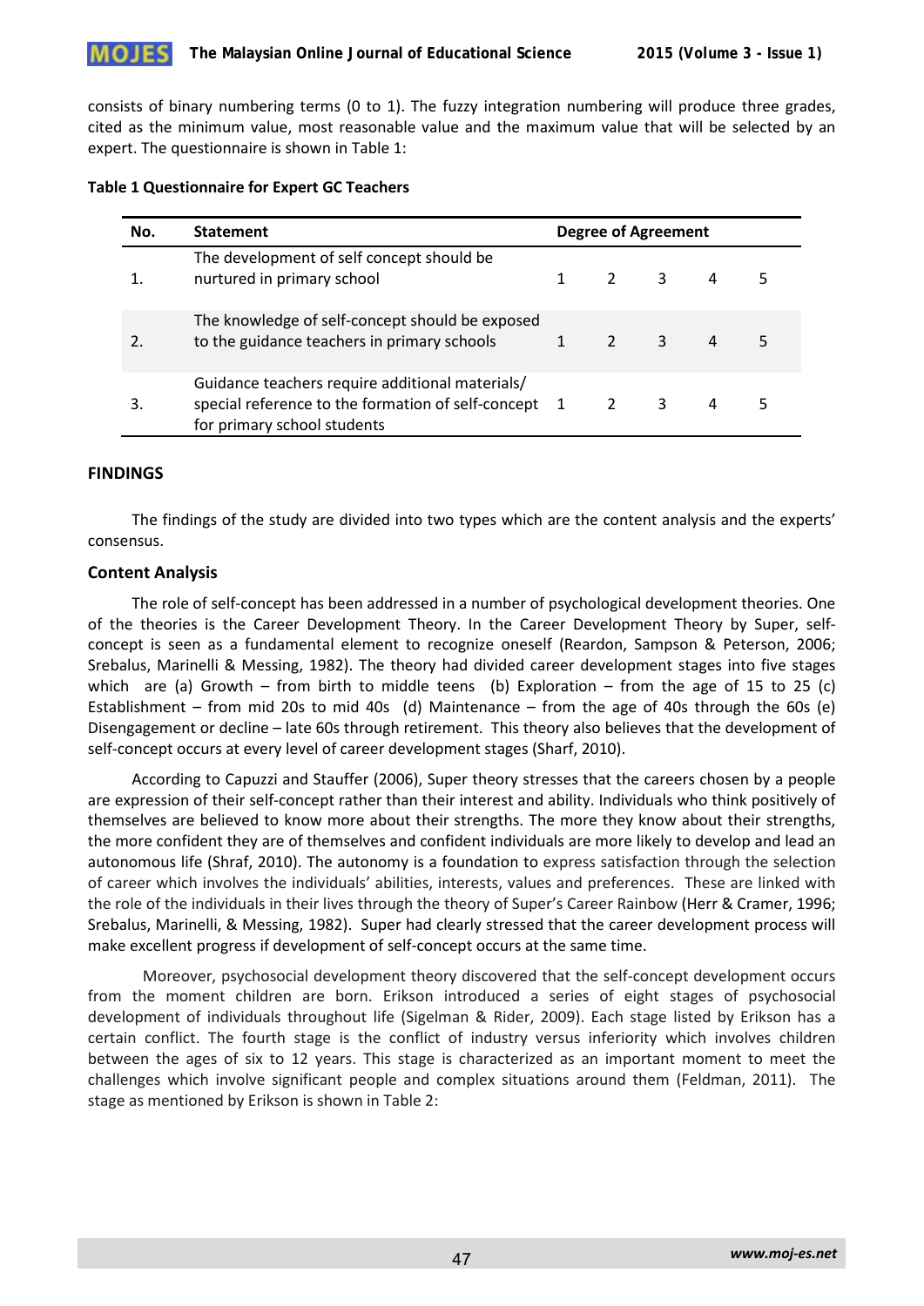consists of binary numbering terms (0 to 1). The fuzzy integration numbering will produce three grades, cited as the minimum value, most reasonable value and the maximum value that will be selected by an expert. The questionnaire is shown in Table 1:

**Table 1 Questionnaire for Expert GC Teachers**

| No. | Statement | Degree of Agreement | | | | |
|---|---|---|---|---|---|---|
| 1. | The development of self concept should be nurtured in primary school | 1 | 2 | 3 | 4 | 5 |
| 2. | The knowledge of self-concept should be exposed to the guidance teachers in primary schools | 1 | 2 | 3 | 4 | 5 |
| 3. | Guidance teachers require additional materials/ special reference to the formation of self-concept for primary school students | 1 | 2 | 3 | 4 | 5 |

## FINDINGS

The findings of the study are divided into two types which are the content analysis and the experts' consensus.

### Content Analysis

The role of self-concept has been addressed in a number of psychological development theories. One of the theories is the Career Development Theory. In the Career Development Theory by Super, self-concept is seen as a fundamental element to recognize oneself (Reardon, Sampson & Peterson, 2006; Srebalus, Marinelli & Messing, 1982). The theory had divided career development stages into five stages which are (a) Growth – from birth to middle teens (b) Exploration – from the age of 15 to 25 (c) Establishment – from mid 20s to mid 40s (d) Maintenance – from the age of 40s through the 60s (e) Disengagement or decline – late 60s through retirement. This theory also believes that the development of self-concept occurs at every level of career development stages (Sharf, 2010).

According to Capuzzi and Stauffer (2006), Super theory stresses that the careers chosen by a people are expression of their self-concept rather than their interest and ability. Individuals who think positively of themselves are believed to know more about their strengths. The more they know about their strengths, the more confident they are of themselves and confident individuals are more likely to develop and lead an autonomous life (Shraf, 2010). The autonomy is a foundation to express satisfaction through the selection of career which involves the individuals' abilities, interests, values and preferences. These are linked with the role of the individuals in their lives through the theory of Super's Career Rainbow (Herr & Cramer, 1996; Srebalus, Marinelli, & Messing, 1982). Super had clearly stressed that the career development process will make excellent progress if development of self-concept occurs at the same time.

Moreover, psychosocial development theory discovered that the self-concept development occurs from the moment children are born. Erikson introduced a series of eight stages of psychosocial development of individuals throughout life (Sigelman & Rider, 2009). Each stage listed by Erikson has a certain conflict. The fourth stage is the conflict of industry versus inferiority which involves children between the ages of six to 12 years. This stage is characterized as an important moment to meet the challenges which involve significant people and complex situations around them (Feldman, 2011). The stage as mentioned by Erikson is shown in Table 2: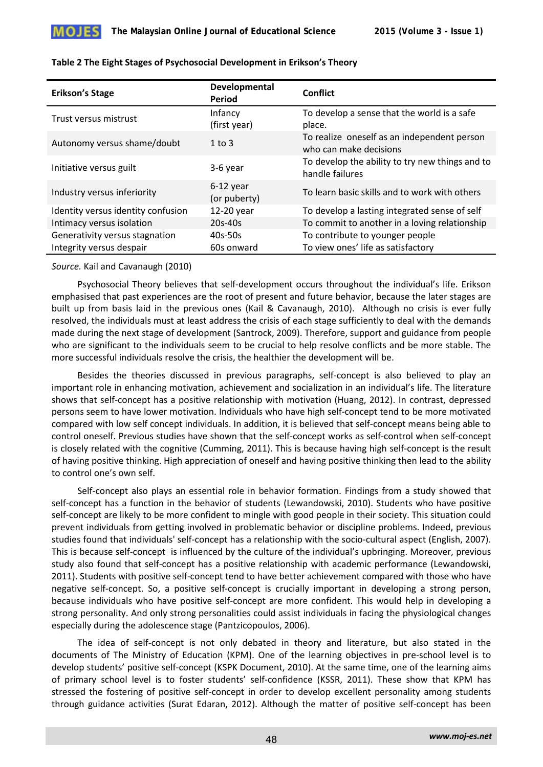**Table 2 The Eight Stages of Psychosocial Development in Erikson's Theory**

| Erikson's Stage | Developmental Period | Conflict |
|---|---|---|
| Trust versus mistrust | Infancy (first year) | To develop a sense that the world is a safe place. |
| Autonomy versus shame/doubt | 1 to 3 | To realize oneself as an independent person who can make decisions |
| Initiative versus guilt | 3-6 year | To develop the ability to try new things and to handle failures |
| Industry versus inferiority | 6-12 year (or puberty) | To learn basic skills and to work with others |
| Identity versus identity confusion | 12-20 year | To develop a lasting integrated sense of self |
| Intimacy versus isolation | 20s-40s | To commit to another in a loving relationship |
| Generativity versus stagnation | 40s-50s | To contribute to younger people |
| Integrity versus despair | 60s onward | To view ones' life as satisfactory |

*Source.* Kail and Cavanaugh (2010)

Psychosocial Theory believes that self-development occurs throughout the individual's life. Erikson emphasised that past experiences are the root of present and future behavior, because the later stages are built up from basis laid in the previous ones (Kail & Cavanaugh, 2010). Although no crisis is ever fully resolved, the individuals must at least address the crisis of each stage sufficiently to deal with the demands made during the next stage of development (Santrock, 2009). Therefore, support and guidance from people who are significant to the individuals seem to be crucial to help resolve conflicts and be more stable. The more successful individuals resolve the crisis, the healthier the development will be.

Besides the theories discussed in previous paragraphs, self-concept is also believed to play an important role in enhancing motivation, achievement and socialization in an individual's life. The literature shows that self-concept has a positive relationship with motivation (Huang, 2012). In contrast, depressed persons seem to have lower motivation. Individuals who have high self-concept tend to be more motivated compared with low self concept individuals. In addition, it is believed that self-concept means being able to control oneself. Previous studies have shown that the self-concept works as self-control when self-concept is closely related with the cognitive (Cumming, 2011). This is because having high self-concept is the result of having positive thinking. High appreciation of oneself and having positive thinking then lead to the ability to control one's own self.

Self-concept also plays an essential role in behavior formation. Findings from a study showed that self-concept has a function in the behavior of students (Lewandowski, 2010). Students who have positive self-concept are likely to be more confident to mingle with good people in their society. This situation could prevent individuals from getting involved in problematic behavior or discipline problems. Indeed, previous studies found that individuals' self-concept has a relationship with the socio-cultural aspect (English, 2007). This is because self-concept is influenced by the culture of the individual's upbringing. Moreover, previous study also found that self-concept has a positive relationship with academic performance (Lewandowski, 2011). Students with positive self-concept tend to have better achievement compared with those who have negative self-concept. So, a positive self-concept is crucially important in developing a strong person, because individuals who have positive self-concept are more confident. This would help in developing a strong personality. And only strong personalities could assist individuals in facing the physiological changes especially during the adolescence stage (Pantzicopoulos, 2006).

The idea of self-concept is not only debated in theory and literature, but also stated in the documents of The Ministry of Education (KPM). One of the learning objectives in pre-school level is to develop students' positive self-concept (KSPK Document, 2010). At the same time, one of the learning aims of primary school level is to foster students' self-confidence (KSSR, 2011). These show that KPM has stressed the fostering of positive self-concept in order to develop excellent personality among students through guidance activities (Surat Edaran, 2012). Although the matter of positive self-concept has been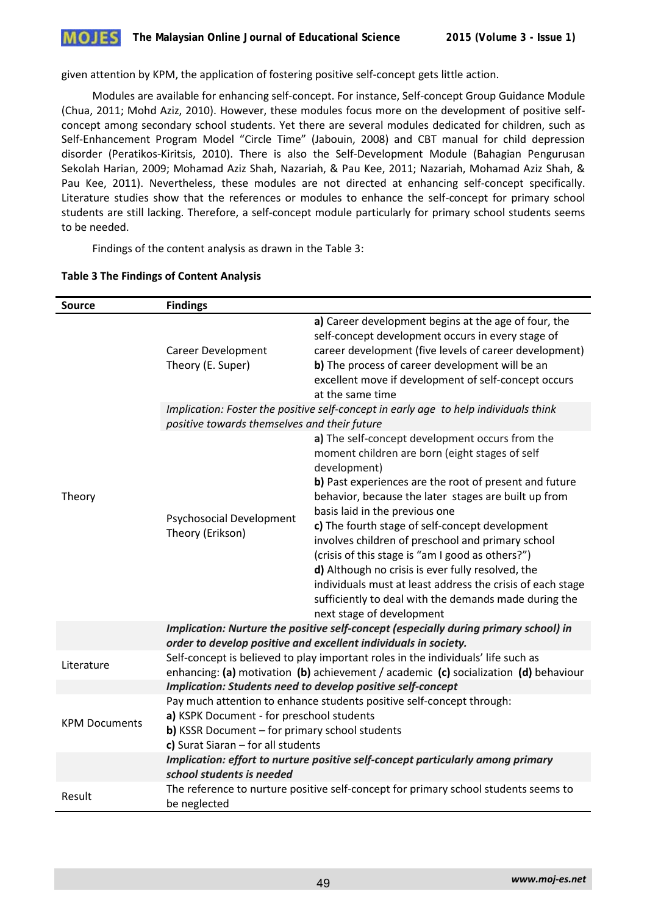given attention by KPM, the application of fostering positive self-concept gets little action.

Modules are available for enhancing self-concept. For instance, Self-concept Group Guidance Module (Chua, 2011; Mohd Aziz, 2010). However, these modules focus more on the development of positive self-concept among secondary school students. Yet there are several modules dedicated for children, such as Self-Enhancement Program Model "Circle Time" (Jabouin, 2008) and CBT manual for child depression disorder (Peratikos-Kiritsis, 2010). There is also the Self-Development Module (Bahagian Pengurusan Sekolah Harian, 2009; Mohamad Aziz Shah, Nazariah, & Pau Kee, 2011; Nazariah, Mohamad Aziz Shah, & Pau Kee, 2011). Nevertheless, these modules are not directed at enhancing self-concept specifically. Literature studies show that the references or modules to enhance the self-concept for primary school students are still lacking. Therefore, a self-concept module particularly for primary school students seems to be needed.

Findings of the content analysis as drawn in the Table 3:

**Table 3 The Findings of Content Analysis**

| Source | Findings | |
|---|---|---|
| Theory | Career Development Theory (E. Super) | **a)** Career development begins at the age of four, the self-concept development occurs in every stage of career development (five levels of career development)<br>**b)** The process of career development will be an excellent move if development of self-concept occurs at the same time |
| | *Implication: Foster the positive self-concept in early age to help individuals think positive towards themselves and their future* | |
| | Psychosocial Development Theory (Erikson) | **a)** The self-concept development occurs from the moment children are born (eight stages of self development)<br>**b)** Past experiences are the root of present and future behavior, because the later stages are built up from basis laid in the previous one<br>**c)** The fourth stage of self-concept development involves children of preschool and primary school (crisis of this stage is "am I good as others?")<br>**d)** Although no crisis is ever fully resolved, the individuals must at least address the crisis of each stage sufficiently to deal with the demands made during the next stage of development |
| | ***Implication: Nurture the positive self-concept (especially during primary school) in order to develop positive and excellent individuals in society.*** | |
| Literature | Self-concept is believed to play important roles in the individuals' life such as enhancing: **(a)** motivation **(b)** achievement / academic **(c)** socialization **(d)** behaviour | |
| | ***Implication: Students need to develop positive self-concept*** | |
| KPM Documents | Pay much attention to enhance students positive self-concept through:<br>**a)** KSPK Document - for preschool students<br>**b)** KSSR Document – for primary school students<br>**c)** Surat Siaran – for all students | |
| | ***Implication: effort to nurture positive self-concept particularly among primary school students is needed*** | |
| Result | The reference to nurture positive self-concept for primary school students seems to be neglected | |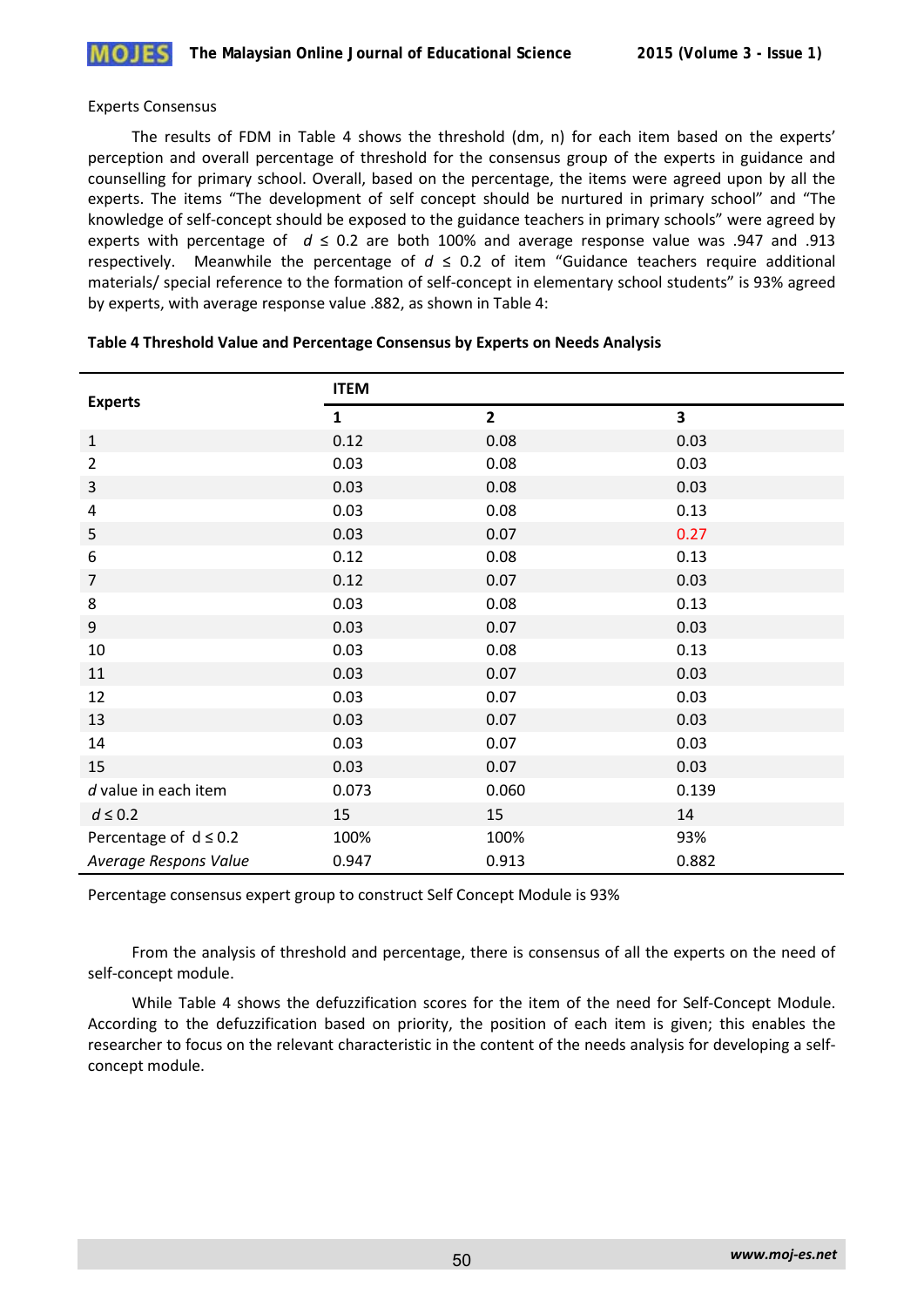Experts Consensus

The results of FDM in Table 4 shows the threshold (dm, n) for each item based on the experts' perception and overall percentage of threshold for the consensus group of the experts in guidance and counselling for primary school. Overall, based on the percentage, the items were agreed upon by all the experts. The items "The development of self concept should be nurtured in primary school" and "The knowledge of self-concept should be exposed to the guidance teachers in primary schools" were agreed by experts with percentage of $d \leq 0.2$ are both 100% and average response value was .947 and .913 respectively. Meanwhile the percentage of $d \leq 0.2$ of item "Guidance teachers require additional materials/ special reference to the formation of self-concept in elementary school students" is 93% agreed by experts, with average response value .882, as shown in Table 4:

**Table 4 Threshold Value and Percentage Consensus by Experts on Needs Analysis**

| Experts | ITEM | | |
|---|---|---|---|
| | **1** | **2** | **3** |
| 1 | 0.12 | 0.08 | 0.03 |
| 2 | 0.03 | 0.08 | 0.03 |
| 3 | 0.03 | 0.08 | 0.03 |
| 4 | 0.03 | 0.08 | 0.13 |
| 5 | 0.03 | 0.07 | 0.27 |
| 6 | 0.12 | 0.08 | 0.13 |
| 7 | 0.12 | 0.07 | 0.03 |
| 8 | 0.03 | 0.08 | 0.13 |
| 9 | 0.03 | 0.07 | 0.03 |
| 10 | 0.03 | 0.08 | 0.13 |
| 11 | 0.03 | 0.07 | 0.03 |
| 12 | 0.03 | 0.07 | 0.03 |
| 13 | 0.03 | 0.07 | 0.03 |
| 14 | 0.03 | 0.07 | 0.03 |
| 15 | 0.03 | 0.07 | 0.03 |
| *d* value in each item | 0.073 | 0.060 | 0.139 |
| $d \leq 0.2$ | 15 | 15 | 14 |
| Percentage of $d \leq 0.2$ | 100% | 100% | 93% |
| *Average Respons Value* | 0.947 | 0.913 | 0.882 |

Percentage consensus expert group to construct Self Concept Module is 93%

From the analysis of threshold and percentage, there is consensus of all the experts on the need of self-concept module.

While Table 4 shows the defuzzification scores for the item of the need for Self-Concept Module. According to the defuzzification based on priority, the position of each item is given; this enables the researcher to focus on the relevant characteristic in the content of the needs analysis for developing a self-concept module.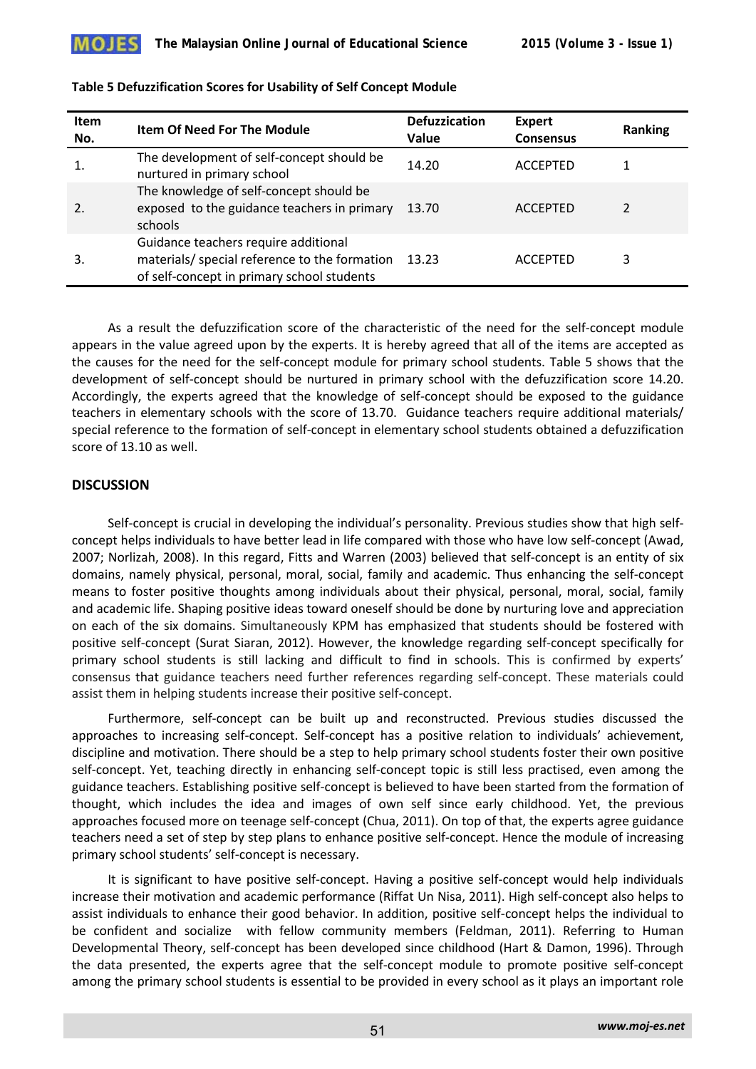**Table 5 Defuzzification Scores for Usability of Self Concept Module**

| Item No. | Item Of Need For The Module | Defuzzication Value | Expert Consensus | Ranking |
|---|---|---|---|---|
| 1. | The development of self-concept should be nurtured in primary school | 14.20 | ACCEPTED | 1 |
| 2. | The knowledge of self-concept should be exposed to the guidance teachers in primary schools | 13.70 | ACCEPTED | 2 |
| 3. | Guidance teachers require additional materials/ special reference to the formation of self-concept in primary school students | 13.23 | ACCEPTED | 3 |

As a result the defuzzification score of the characteristic of the need for the self-concept module appears in the value agreed upon by the experts. It is hereby agreed that all of the items are accepted as the causes for the need for the self-concept module for primary school students. Table 5 shows that the development of self-concept should be nurtured in primary school with the defuzzification score 14.20. Accordingly, the experts agreed that the knowledge of self-concept should be exposed to the guidance teachers in elementary schools with the score of 13.70. Guidance teachers require additional materials/ special reference to the formation of self-concept in elementary school students obtained a defuzzification score of 13.10 as well.

## DISCUSSION

Self-concept is crucial in developing the individual's personality. Previous studies show that high self-concept helps individuals to have better lead in life compared with those who have low self-concept (Awad, 2007; Norlizah, 2008). In this regard, Fitts and Warren (2003) believed that self-concept is an entity of six domains, namely physical, personal, moral, social, family and academic. Thus enhancing the self-concept means to foster positive thoughts among individuals about their physical, personal, moral, social, family and academic life. Shaping positive ideas toward oneself should be done by nurturing love and appreciation on each of the six domains. Simultaneously KPM has emphasized that students should be fostered with positive self-concept (Surat Siaran, 2012). However, the knowledge regarding self-concept specifically for primary school students is still lacking and difficult to find in schools. This is confirmed by experts' consensus that guidance teachers need further references regarding self-concept. These materials could assist them in helping students increase their positive self-concept.

Furthermore, self-concept can be built up and reconstructed. Previous studies discussed the approaches to increasing self-concept. Self-concept has a positive relation to individuals' achievement, discipline and motivation. There should be a step to help primary school students foster their own positive self-concept. Yet, teaching directly in enhancing self-concept topic is still less practised, even among the guidance teachers. Establishing positive self-concept is believed to have been started from the formation of thought, which includes the idea and images of own self since early childhood. Yet, the previous approaches focused more on teenage self-concept (Chua, 2011). On top of that, the experts agree guidance teachers need a set of step by step plans to enhance positive self-concept. Hence the module of increasing primary school students' self-concept is necessary.

It is significant to have positive self-concept. Having a positive self-concept would help individuals increase their motivation and academic performance (Riffat Un Nisa, 2011). High self-concept also helps to assist individuals to enhance their good behavior. In addition, positive self-concept helps the individual to be confident and socialize with fellow community members (Feldman, 2011). Referring to Human Developmental Theory, self-concept has been developed since childhood (Hart & Damon, 1996). Through the data presented, the experts agree that the self-concept module to promote positive self-concept among the primary school students is essential to be provided in every school as it plays an important role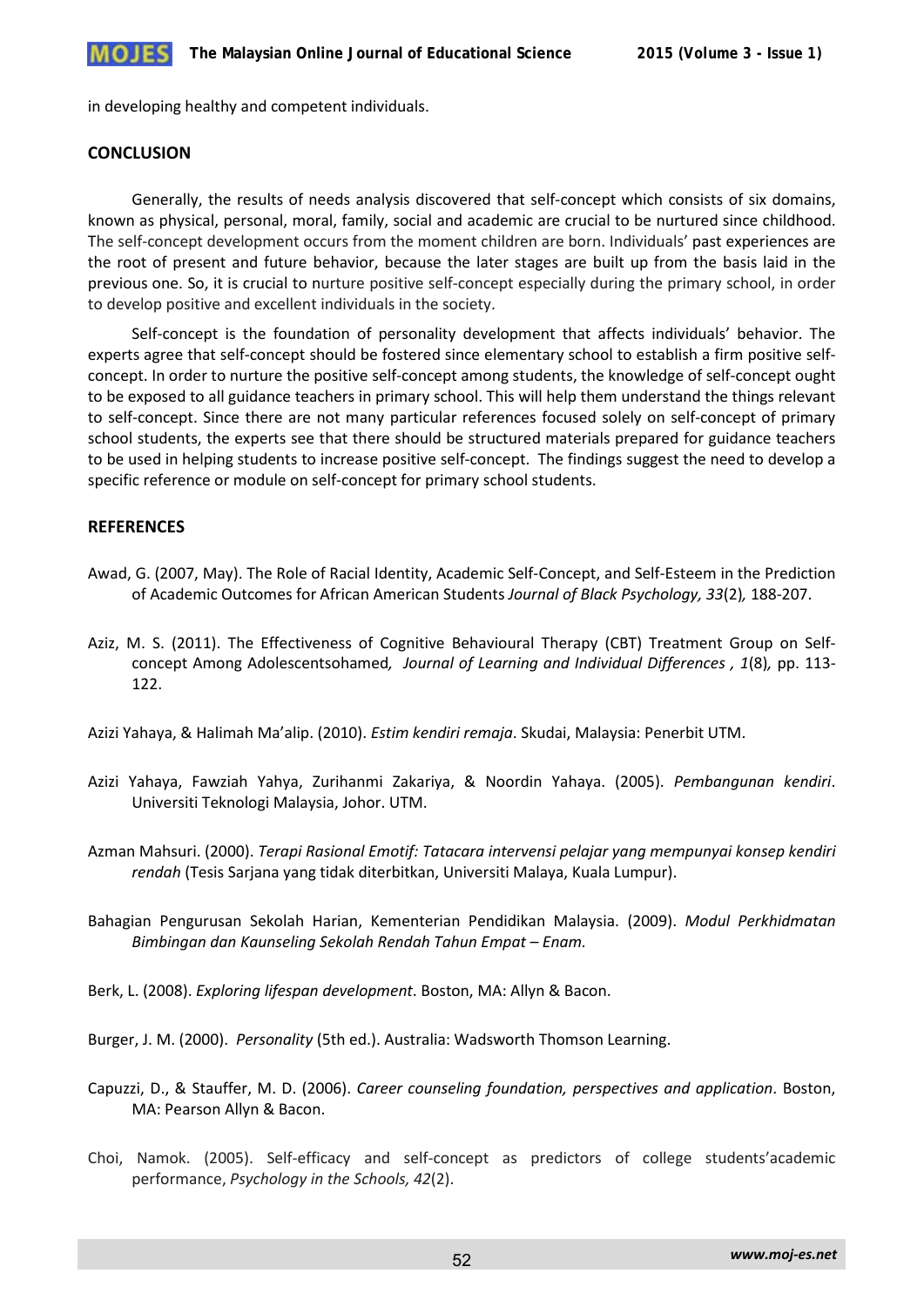in developing healthy and competent individuals.

## CONCLUSION

Generally, the results of needs analysis discovered that self-concept which consists of six domains, known as physical, personal, moral, family, social and academic are crucial to be nurtured since childhood. The self-concept development occurs from the moment children are born. Individuals' past experiences are the root of present and future behavior, because the later stages are built up from the basis laid in the previous one. So, it is crucial to nurture positive self-concept especially during the primary school, in order to develop positive and excellent individuals in the society.

Self-concept is the foundation of personality development that affects individuals' behavior. The experts agree that self-concept should be fostered since elementary school to establish a firm positive self-concept. In order to nurture the positive self-concept among students, the knowledge of self-concept ought to be exposed to all guidance teachers in primary school. This will help them understand the things relevant to self-concept. Since there are not many particular references focused solely on self-concept of primary school students, the experts see that there should be structured materials prepared for guidance teachers to be used in helping students to increase positive self-concept. The findings suggest the need to develop a specific reference or module on self-concept for primary school students.

## REFERENCES

Awad, G. (2007, May). The Role of Racial Identity, Academic Self-Concept, and Self-Esteem in the Prediction of Academic Outcomes for African American Students *Journal of Black Psychology, 33*(2)*,* 188-207.

Aziz, M. S. (2011). The Effectiveness of Cognitive Behavioural Therapy (CBT) Treatment Group on Self-concept Among Adolescentsohamed*, Journal of Learning and Individual Differences , 1*(8)*,* pp. 113-122.

Azizi Yahaya, & Halimah Ma'alip. (2010). *Estim kendiri remaja*. Skudai, Malaysia: Penerbit UTM.

Azizi Yahaya, Fawziah Yahya, Zurihanmi Zakariya, & Noordin Yahaya. (2005). *Pembangunan kendiri*. Universiti Teknologi Malaysia, Johor. UTM.

Azman Mahsuri. (2000). *Terapi Rasional Emotif: Tatacara intervensi pelajar yang mempunyai konsep kendiri rendah* (Tesis Sarjana yang tidak diterbitkan, Universiti Malaya, Kuala Lumpur).

Bahagian Pengurusan Sekolah Harian, Kementerian Pendidikan Malaysia. (2009). *Modul Perkhidmatan Bimbingan dan Kaunseling Sekolah Rendah Tahun Empat – Enam.*

Berk, L. (2008). *Exploring lifespan development*. Boston, MA: Allyn & Bacon.

Burger, J. M. (2000). *Personality* (5th ed.). Australia: Wadsworth Thomson Learning.

Capuzzi, D., & Stauffer, M. D. (2006). *Career counseling foundation, perspectives and application*. Boston, MA: Pearson Allyn & Bacon.

Choi, Namok. (2005). Self-efficacy and self-concept as predictors of college students'academic performance, *Psychology in the Schools, 42*(2).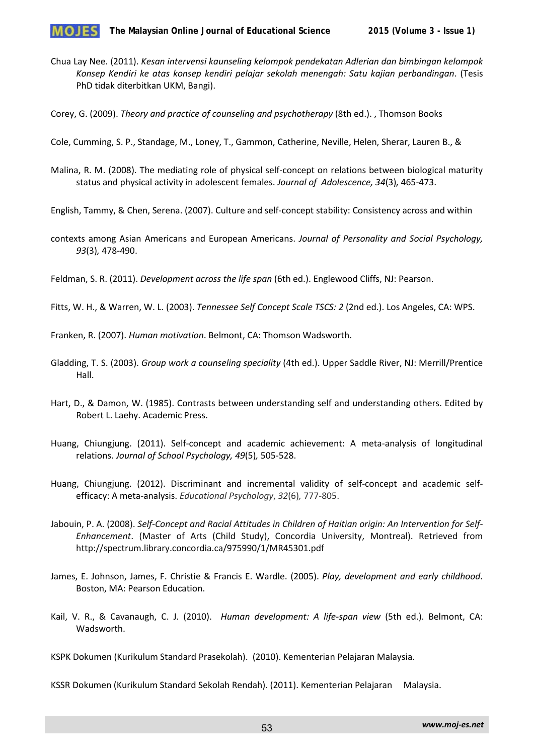Chua Lay Nee. (2011). *Kesan intervensi kaunseling kelompok pendekatan Adlerian dan bimbingan kelompok Konsep Kendiri ke atas konsep kendiri pelajar sekolah menengah: Satu kajian perbandingan*. (Tesis PhD tidak diterbitkan UKM, Bangi).

Corey, G. (2009). *Theory and practice of counseling and psychotherapy* (8th ed.). , Thomson Books

Cole, Cumming, S. P., Standage, M., Loney, T., Gammon, Catherine, Neville, Helen, Sherar, Lauren B., &

Malina, R. M. (2008). The mediating role of physical self-concept on relations between biological maturity status and physical activity in adolescent females. *Journal of Adolescence, 34*(3)*,* 465-473.

English, Tammy, & Chen, Serena. (2007). Culture and self-concept stability: Consistency across and within

contexts among Asian Americans and European Americans. *Journal of Personality and Social Psychology, 93*(3)*,* 478-490.

Feldman, S. R. (2011). *Development across the life span* (6th ed.). Englewood Cliffs, NJ: Pearson.

Fitts, W. H., & Warren, W. L. (2003). *Tennessee Self Concept Scale TSCS: 2* (2nd ed.). Los Angeles, CA: WPS.

Franken, R. (2007). *Human motivation*. Belmont, CA: Thomson Wadsworth.

Gladding, T. S. (2003). *Group work a counseling speciality* (4th ed.). Upper Saddle River, NJ: Merrill/Prentice Hall.

Hart, D., & Damon, W. (1985). Contrasts between understanding self and understanding others. Edited by Robert L. Laehy. Academic Press.

Huang, Chiungjung. (2011). Self-concept and academic achievement: A meta-analysis of longitudinal relations. *Journal of School Psychology, 49*(5)*,* 505-528.

Huang, Chiungjung. (2012). Discriminant and incremental validity of self-concept and academic self-efficacy: A meta-analysis. *Educational Psychology*, *32*(6)*,* 777-805.

Jabouin, P. A. (2008). *Self-Concept and Racial Attitudes in Children of Haitian origin: An Intervention for Self-Enhancement*. (Master of Arts (Child Study), Concordia University, Montreal). Retrieved from http://spectrum.library.concordia.ca/975990/1/MR45301.pdf

James, E. Johnson, James, F. Christie & Francis E. Wardle. (2005). *Play, development and early childhood*. Boston, MA: Pearson Education.

Kail, V. R., & Cavanaugh, C. J. (2010). *Human development: A life-span view* (5th ed.). Belmont, CA: Wadsworth.

KSPK Dokumen (Kurikulum Standard Prasekolah). (2010). Kementerian Pelajaran Malaysia.

KSSR Dokumen (Kurikulum Standard Sekolah Rendah). (2011). Kementerian Pelajaran Malaysia.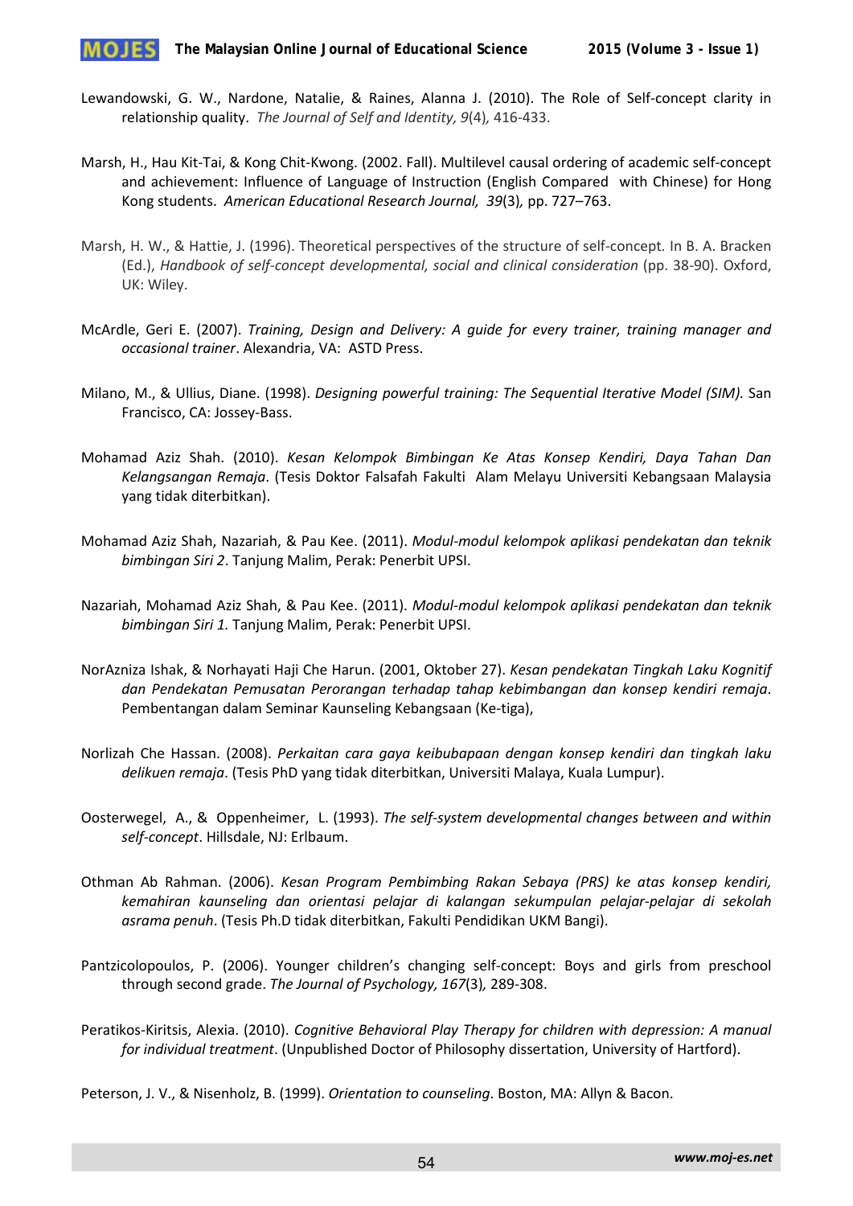Lewandowski, G. W., Nardone, Natalie, & Raines, Alanna J. (2010). The Role of Self-concept clarity in relationship quality. *The Journal of Self and Identity, 9*(4)*,* 416-433.

Marsh, H., Hau Kit-Tai, & Kong Chit-Kwong. (2002. Fall). Multilevel causal ordering of academic self-concept and achievement: Influence of Language of Instruction (English Compared with Chinese) for Hong Kong students. *American Educational Research Journal, 39*(3)*,* pp. 727–763.

Marsh, H. W., & Hattie, J. (1996). Theoretical perspectives of the structure of self-concept. In B. A. Bracken (Ed.), *Handbook of self-concept developmental, social and clinical consideration* (pp. 38-90). Oxford, UK: Wiley.

McArdle, Geri E. (2007). *Training, Design and Delivery: A guide for every trainer, training manager and occasional trainer*. Alexandria, VA: ASTD Press.

Milano, M., & Ullius, Diane. (1998). *Designing powerful training: The Sequential Iterative Model (SIM).* San Francisco, CA: Jossey-Bass.

Mohamad Aziz Shah. (2010). *Kesan Kelompok Bimbingan Ke Atas Konsep Kendiri, Daya Tahan Dan Kelangsangan Remaja*. (Tesis Doktor Falsafah Fakulti Alam Melayu Universiti Kebangsaan Malaysia yang tidak diterbitkan).

Mohamad Aziz Shah, Nazariah, & Pau Kee. (2011). *Modul-modul kelompok aplikasi pendekatan dan teknik bimbingan Siri 2*. Tanjung Malim, Perak: Penerbit UPSI.

Nazariah, Mohamad Aziz Shah, & Pau Kee. (2011). *Modul-modul kelompok aplikasi pendekatan dan teknik bimbingan Siri 1.* Tanjung Malim, Perak: Penerbit UPSI.

NorAzniza Ishak, & Norhayati Haji Che Harun. (2001, Oktober 27). *Kesan pendekatan Tingkah Laku Kognitif dan Pendekatan Pemusatan Perorangan terhadap tahap kebimbangan dan konsep kendiri remaja*. Pembentangan dalam Seminar Kaunseling Kebangsaan (Ke-tiga),

Norlizah Che Hassan. (2008). *Perkaitan cara gaya keibubapaan dengan konsep kendiri dan tingkah laku delikuen remaja*. (Tesis PhD yang tidak diterbitkan, Universiti Malaya, Kuala Lumpur).

Oosterwegel, A., & Oppenheimer, L. (1993). *The self-system developmental changes between and within self-concept*. Hillsdale, NJ: Erlbaum.

Othman Ab Rahman. (2006). *Kesan Program Pembimbing Rakan Sebaya (PRS) ke atas konsep kendiri, kemahiran kaunseling dan orientasi pelajar di kalangan sekumpulan pelajar-pelajar di sekolah asrama penuh*. (Tesis Ph.D tidak diterbitkan, Fakulti Pendidikan UKM Bangi).

Pantzicolopoulos, P. (2006). Younger children's changing self-concept: Boys and girls from preschool through second grade. *The Journal of Psychology, 167*(3)*,* 289-308.

Peratikos-Kiritsis, Alexia. (2010). *Cognitive Behavioral Play Therapy for children with depression: A manual for individual treatment*. (Unpublished Doctor of Philosophy dissertation, University of Hartford).

Peterson, J. V., & Nisenholz, B. (1999). *Orientation to counseling*. Boston, MA: Allyn & Bacon.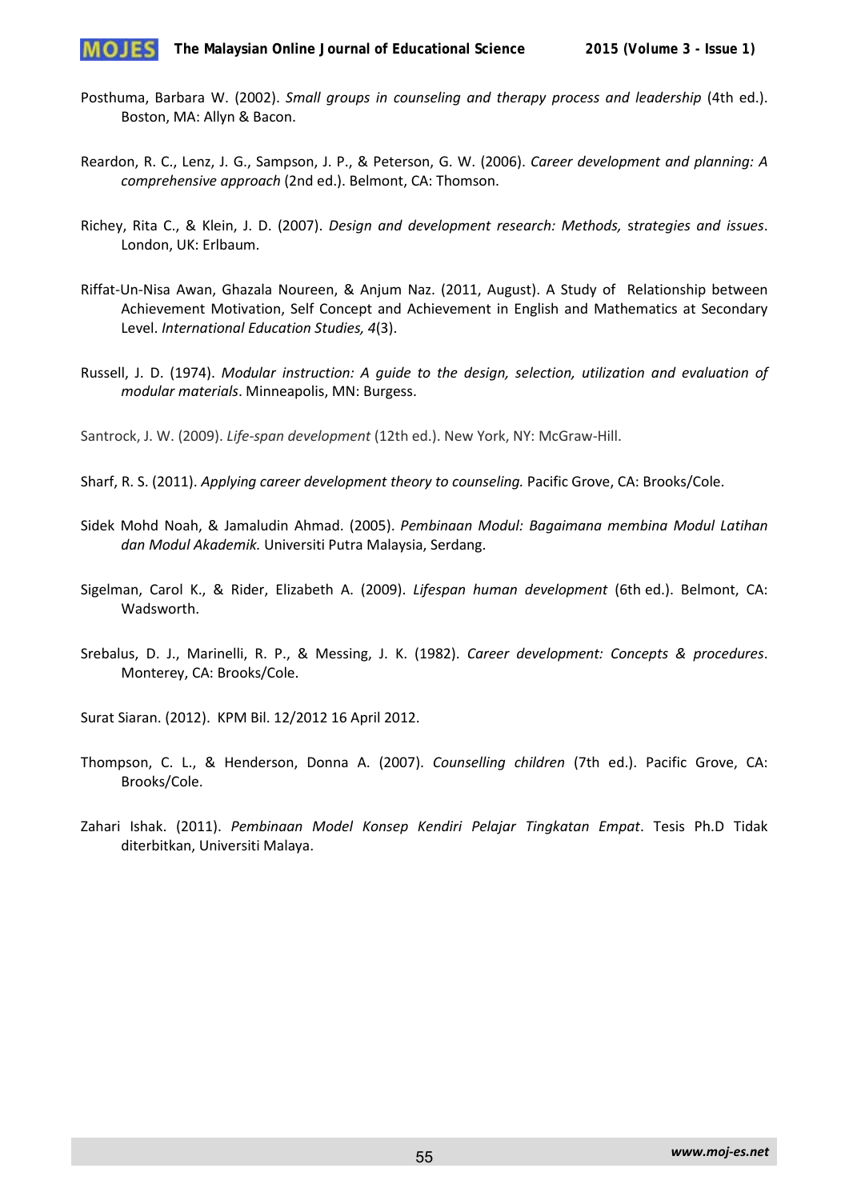Posthuma, Barbara W. (2002). *Small groups in counseling and therapy process and leadership* (4th ed.). Boston, MA: Allyn & Bacon.

Reardon, R. C., Lenz, J. G., Sampson, J. P., & Peterson, G. W. (2006). *Career development and planning: A comprehensive approach* (2nd ed.). Belmont, CA: Thomson.

Richey, Rita C., & Klein, J. D. (2007). *Design and development research: Methods, strategies and issues*. London, UK: Erlbaum.

Riffat-Un-Nisa Awan, Ghazala Noureen, & Anjum Naz. (2011, August). A Study of Relationship between Achievement Motivation, Self Concept and Achievement in English and Mathematics at Secondary Level. *International Education Studies, 4*(3).

Russell, J. D. (1974). *Modular instruction: A guide to the design, selection, utilization and evaluation of modular materials*. Minneapolis, MN: Burgess.

Santrock, J. W. (2009). *Life-span development* (12th ed.). New York, NY: McGraw-Hill.

Sharf, R. S. (2011). *Applying career development theory to counseling.* Pacific Grove, CA: Brooks/Cole.

Sidek Mohd Noah, & Jamaludin Ahmad. (2005). *Pembinaan Modul: Bagaimana membina Modul Latihan dan Modul Akademik.* Universiti Putra Malaysia, Serdang.

Sigelman, Carol K., & Rider, Elizabeth A. (2009). *Lifespan human development* (6th ed.). Belmont, CA: Wadsworth.

Srebalus, D. J., Marinelli, R. P., & Messing, J. K. (1982). *Career development: Concepts & procedures*. Monterey, CA: Brooks/Cole.

Surat Siaran. (2012). KPM Bil. 12/2012 16 April 2012.

Thompson, C. L., & Henderson, Donna A. (2007). *Counselling children* (7th ed.). Pacific Grove, CA: Brooks/Cole.

Zahari Ishak. (2011). *Pembinaan Model Konsep Kendiri Pelajar Tingkatan Empat*. Tesis Ph.D Tidak diterbitkan, Universiti Malaya.